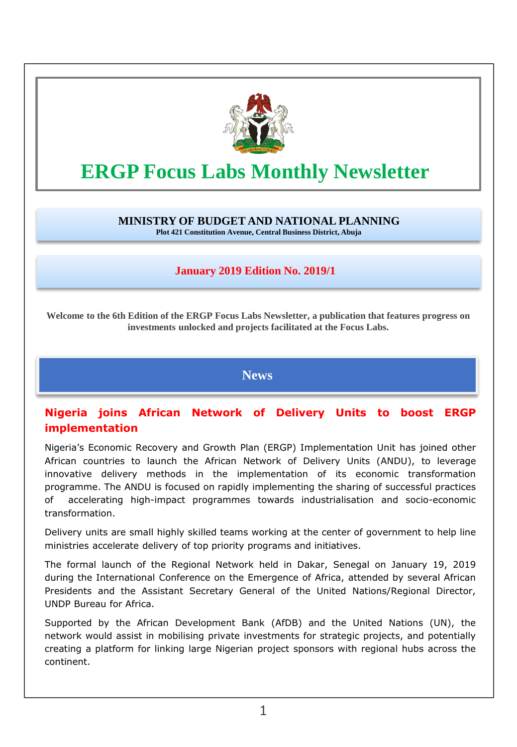# ERGP Focus Labs Monthly Newsletter

**MINISTRY OF BUDGET AND NATIONAL PLANNING**
**Plot 421 Constitution Avenue, Central Business District, Abuja**

**January 2019 Edition No. 2019/1**

**Welcome to the 6th Edition of the ERGP Focus Labs Newsletter, a publication that features progress on investments unlocked and projects facilitated at the Focus Labs.**

## News

### Nigeria joins African Network of Delivery Units to boost ERGP implementation

Nigeria's Economic Recovery and Growth Plan (ERGP) Implementation Unit has joined other African countries to launch the African Network of Delivery Units (ANDU), to leverage innovative delivery methods in the implementation of its economic transformation programme. The ANDU is focused on rapidly implementing the sharing of successful practices of accelerating high-impact programmes towards industrialisation and socio-economic transformation.

Delivery units are small highly skilled teams working at the center of government to help line ministries accelerate delivery of top priority programs and initiatives.

The formal launch of the Regional Network held in Dakar, Senegal on January 19, 2019 during the International Conference on the Emergence of Africa, attended by several African Presidents and the Assistant Secretary General of the United Nations/Regional Director, UNDP Bureau for Africa.

Supported by the African Development Bank (AfDB) and the United Nations (UN), the network would assist in mobilising private investments for strategic projects, and potentially creating a platform for linking large Nigerian project sponsors with regional hubs across the continent.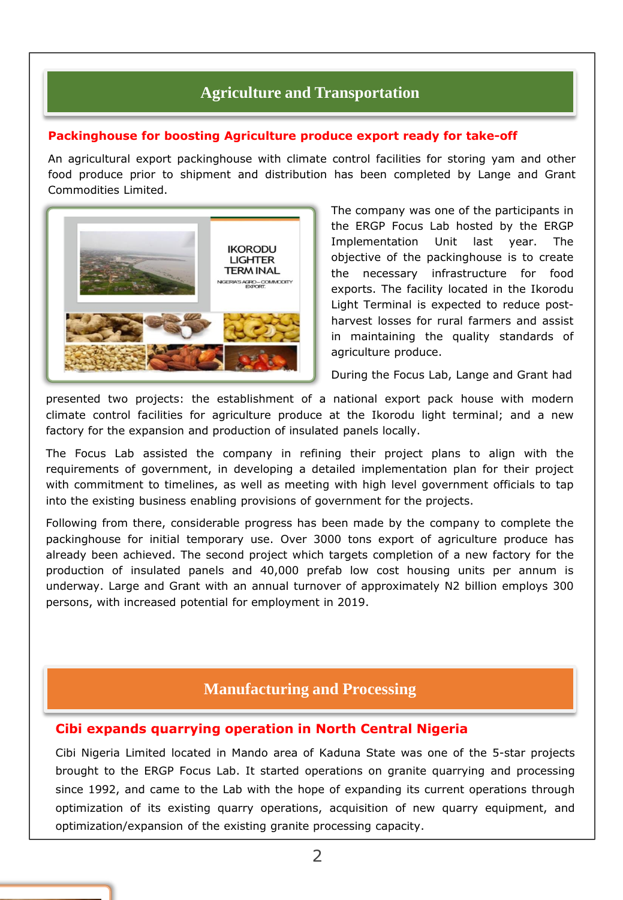## Agriculture and Transportation

### Packinghouse for boosting Agriculture produce export ready for take-off

An agricultural export packinghouse with climate control facilities for storing yam and other food produce prior to shipment and distribution has been completed by Lange and Grant Commodities Limited.

The company was one of the participants in the ERGP Focus Lab hosted by the ERGP Implementation Unit last year. The objective of the packinghouse is to create the necessary infrastructure for food exports. The facility located in the Ikorodu Light Terminal is expected to reduce post-harvest losses for rural farmers and assist in maintaining the quality standards of agriculture produce.

During the Focus Lab, Lange and Grant had presented two projects: the establishment of a national export pack house with modern climate control facilities for agriculture produce at the Ikorodu light terminal; and a new factory for the expansion and production of insulated panels locally.

The Focus Lab assisted the company in refining their project plans to align with the requirements of government, in developing a detailed implementation plan for their project with commitment to timelines, as well as meeting with high level government officials to tap into the existing business enabling provisions of government for the projects.

Following from there, considerable progress has been made by the company to complete the packinghouse for initial temporary use. Over 3000 tons export of agriculture produce has already been achieved. The second project which targets completion of a new factory for the production of insulated panels and 40,000 prefab low cost housing units per annum is underway. Large and Grant with an annual turnover of approximately N2 billion employs 300 persons, with increased potential for employment in 2019.

## Manufacturing and Processing

### Cibi expands quarrying operation in North Central Nigeria

Cibi Nigeria Limited located in Mando area of Kaduna State was one of the 5-star projects brought to the ERGP Focus Lab. It started operations on granite quarrying and processing since 1992, and came to the Lab with the hope of expanding its current operations through optimization of its existing quarry operations, acquisition of new quarry equipment, and optimization/expansion of the existing granite processing capacity.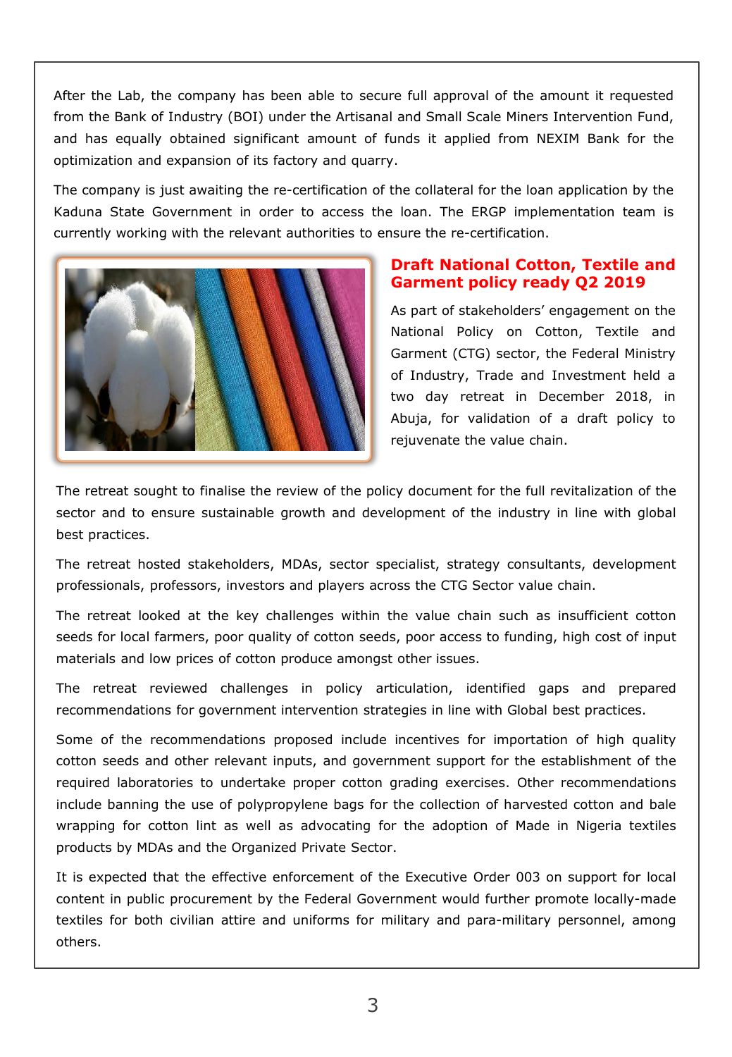After the Lab, the company has been able to secure full approval of the amount it requested from the Bank of Industry (BOI) under the Artisanal and Small Scale Miners Intervention Fund, and has equally obtained significant amount of funds it applied from NEXIM Bank for the optimization and expansion of its factory and quarry.

The company is just awaiting the re-certification of the collateral for the loan application by the Kaduna State Government in order to access the loan. The ERGP implementation team is currently working with the relevant authorities to ensure the re-certification.

## Draft National Cotton, Textile and Garment policy ready Q2 2019

As part of stakeholders' engagement on the National Policy on Cotton, Textile and Garment (CTG) sector, the Federal Ministry of Industry, Trade and Investment held a two day retreat in December 2018, in Abuja, for validation of a draft policy to rejuvenate the value chain.

The retreat sought to finalise the review of the policy document for the full revitalization of the sector and to ensure sustainable growth and development of the industry in line with global best practices.

The retreat hosted stakeholders, MDAs, sector specialist, strategy consultants, development professionals, professors, investors and players across the CTG Sector value chain.

The retreat looked at the key challenges within the value chain such as insufficient cotton seeds for local farmers, poor quality of cotton seeds, poor access to funding, high cost of input materials and low prices of cotton produce amongst other issues.

The retreat reviewed challenges in policy articulation, identified gaps and prepared recommendations for government intervention strategies in line with Global best practices.

Some of the recommendations proposed include incentives for importation of high quality cotton seeds and other relevant inputs, and government support for the establishment of the required laboratories to undertake proper cotton grading exercises. Other recommendations include banning the use of polypropylene bags for the collection of harvested cotton and bale wrapping for cotton lint as well as advocating for the adoption of Made in Nigeria textiles products by MDAs and the Organized Private Sector.

It is expected that the effective enforcement of the Executive Order 003 on support for local content in public procurement by the Federal Government would further promote locally-made textiles for both civilian attire and uniforms for military and para-military personnel, among others.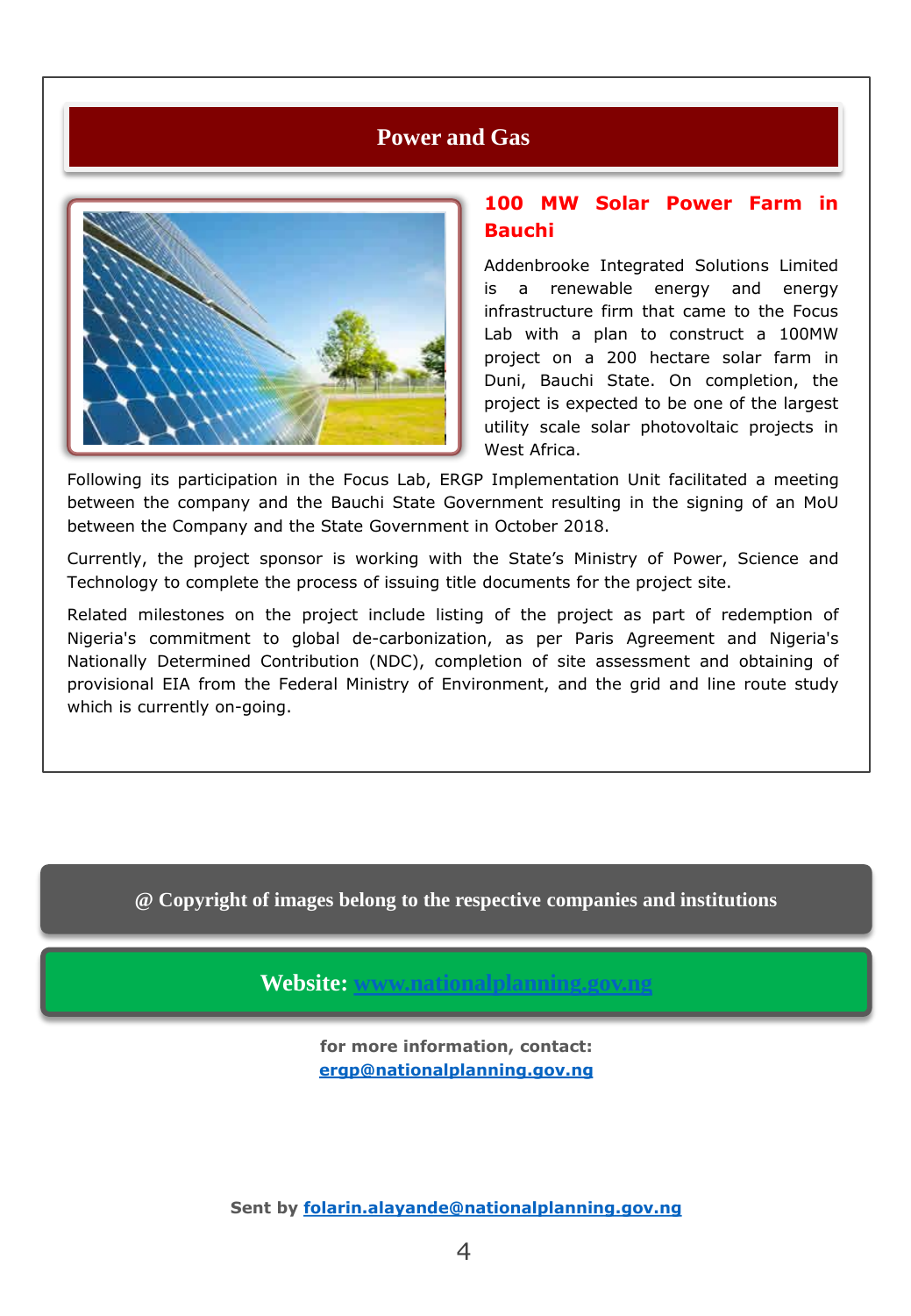## Power and Gas

### 100 MW Solar Power Farm in Bauchi

Addenbrooke Integrated Solutions Limited is a renewable energy and energy infrastructure firm that came to the Focus Lab with a plan to construct a 100MW project on a 200 hectare solar farm in Duni, Bauchi State. On completion, the project is expected to be one of the largest utility scale solar photovoltaic projects in West Africa.

Following its participation in the Focus Lab, ERGP Implementation Unit facilitated a meeting between the company and the Bauchi State Government resulting in the signing of an MoU between the Company and the State Government in October 2018.

Currently, the project sponsor is working with the State's Ministry of Power, Science and Technology to complete the process of issuing title documents for the project site.

Related milestones on the project include listing of the project as part of redemption of Nigeria's commitment to global de-carbonization, as per Paris Agreement and Nigeria's Nationally Determined Contribution (NDC), completion of site assessment and obtaining of provisional EIA from the Federal Ministry of Environment, and the grid and line route study which is currently on-going.

**@ Copyright of images belong to the respective companies and institutions**

**Website: [www.nationalplanning.gov.ng](http://www.nationalplanning.gov.ng)**

**for more information, contact:**
**[ergp@nationalplanning.gov.ng](mailto:ergp@nationalplanning.gov.ng)**

**Sent by [folarin.alayande@nationalplanning.gov.ng](mailto:folarin.alayande@nationalplanning.gov.ng)**